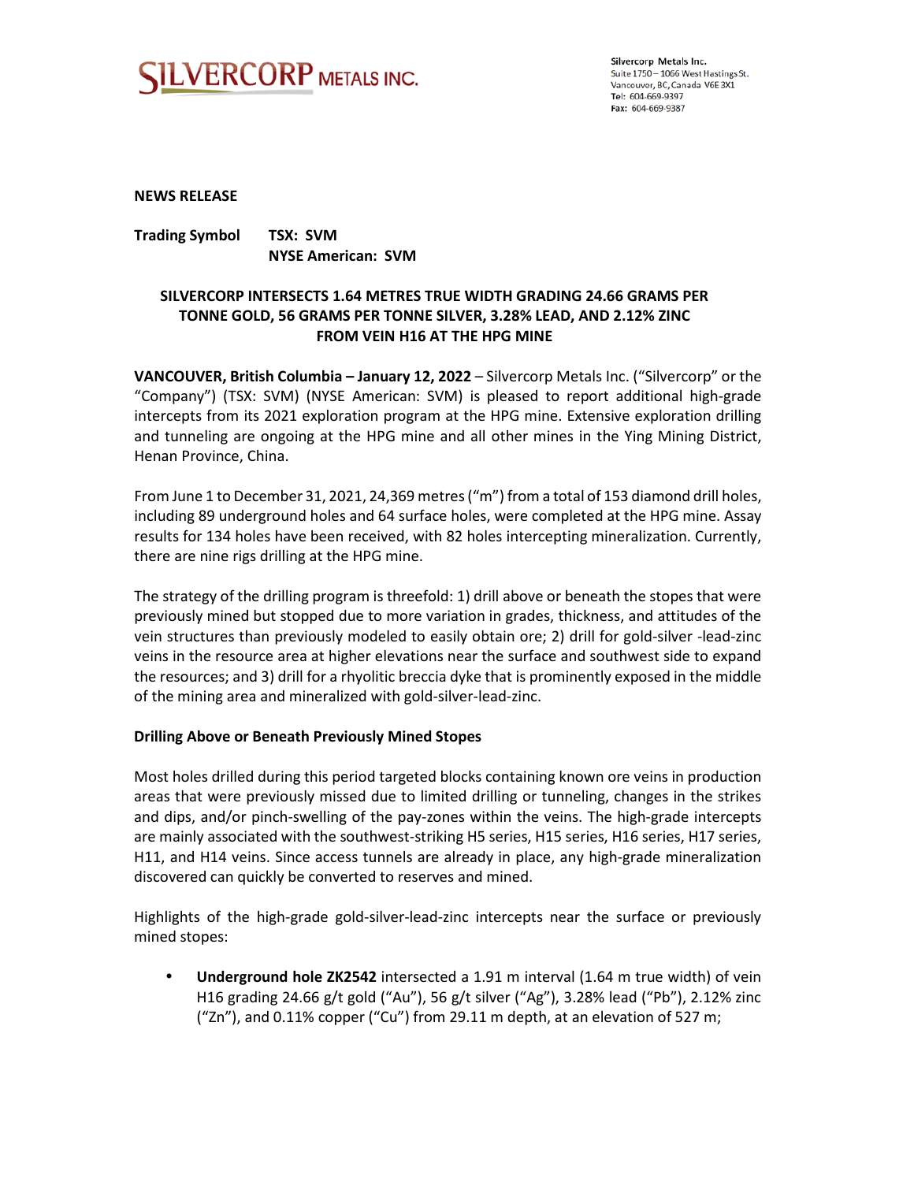SILVERCORP METALS INC.

Silvercorp Metals Inc.
Suite 1750 – 1066 West Hastings St.
Vancouver, BC, Canada V6E 3X1
Tel: 604-669-9397
Fax: 604-669-9387

**NEWS RELEASE**

**Trading Symbol TSX: SVM**
**NYSE American: SVM**

# SILVERCORP INTERSECTS 1.64 METRES TRUE WIDTH GRADING 24.66 GRAMS PER TONNE GOLD, 56 GRAMS PER TONNE SILVER, 3.28% LEAD, AND 2.12% ZINC FROM VEIN H16 AT THE HPG MINE

**VANCOUVER, British Columbia – January 12, 2022** – Silvercorp Metals Inc. ("Silvercorp" or the "Company") (TSX: SVM) (NYSE American: SVM) is pleased to report additional high-grade intercepts from its 2021 exploration program at the HPG mine. Extensive exploration drilling and tunneling are ongoing at the HPG mine and all other mines in the Ying Mining District, Henan Province, China.

From June 1 to December 31, 2021, 24,369 metres ("m") from a total of 153 diamond drill holes, including 89 underground holes and 64 surface holes, were completed at the HPG mine. Assay results for 134 holes have been received, with 82 holes intercepting mineralization. Currently, there are nine rigs drilling at the HPG mine.

The strategy of the drilling program is threefold: 1) drill above or beneath the stopes that were previously mined but stopped due to more variation in grades, thickness, and attitudes of the vein structures than previously modeled to easily obtain ore; 2) drill for gold-silver -lead-zinc veins in the resource area at higher elevations near the surface and southwest side to expand the resources; and 3) drill for a rhyolitic breccia dyke that is prominently exposed in the middle of the mining area and mineralized with gold-silver-lead-zinc.

## Drilling Above or Beneath Previously Mined Stopes

Most holes drilled during this period targeted blocks containing known ore veins in production areas that were previously missed due to limited drilling or tunneling, changes in the strikes and dips, and/or pinch-swelling of the pay-zones within the veins. The high-grade intercepts are mainly associated with the southwest-striking H5 series, H15 series, H16 series, H17 series, H11, and H14 veins. Since access tunnels are already in place, any high-grade mineralization discovered can quickly be converted to reserves and mined.

Highlights of the high-grade gold-silver-lead-zinc intercepts near the surface or previously mined stopes:

- **Underground hole ZK2542** intersected a 1.91 m interval (1.64 m true width) of vein H16 grading 24.66 g/t gold ("Au"), 56 g/t silver ("Ag"), 3.28% lead ("Pb"), 2.12% zinc ("Zn"), and 0.11% copper ("Cu") from 29.11 m depth, at an elevation of 527 m;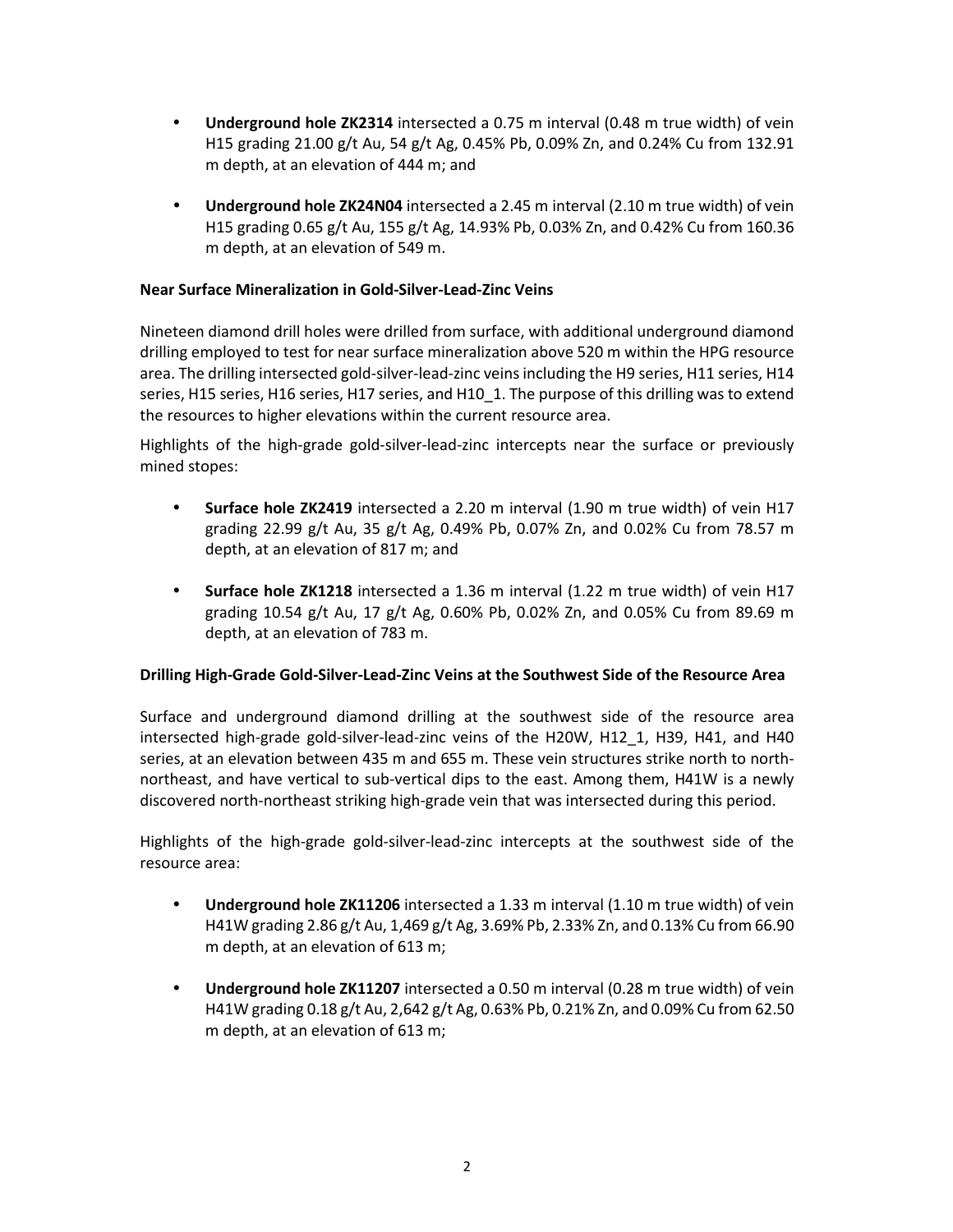- **Underground hole ZK2314** intersected a 0.75 m interval (0.48 m true width) of vein H15 grading 21.00 g/t Au, 54 g/t Ag, 0.45% Pb, 0.09% Zn, and 0.24% Cu from 132.91 m depth, at an elevation of 444 m; and

- **Underground hole ZK24N04** intersected a 2.45 m interval (2.10 m true width) of vein H15 grading 0.65 g/t Au, 155 g/t Ag, 14.93% Pb, 0.03% Zn, and 0.42% Cu from 160.36 m depth, at an elevation of 549 m.

**Near Surface Mineralization in Gold-Silver-Lead-Zinc Veins**

Nineteen diamond drill holes were drilled from surface, with additional underground diamond drilling employed to test for near surface mineralization above 520 m within the HPG resource area. The drilling intersected gold-silver-lead-zinc veins including the H9 series, H11 series, H14 series, H15 series, H16 series, H17 series, and H10_1. The purpose of this drilling was to extend the resources to higher elevations within the current resource area.

Highlights of the high-grade gold-silver-lead-zinc intercepts near the surface or previously mined stopes:

- **Surface hole ZK2419** intersected a 2.20 m interval (1.90 m true width) of vein H17 grading 22.99 g/t Au, 35 g/t Ag, 0.49% Pb, 0.07% Zn, and 0.02% Cu from 78.57 m depth, at an elevation of 817 m; and

- **Surface hole ZK1218** intersected a 1.36 m interval (1.22 m true width) of vein H17 grading 10.54 g/t Au, 17 g/t Ag, 0.60% Pb, 0.02% Zn, and 0.05% Cu from 89.69 m depth, at an elevation of 783 m.

**Drilling High-Grade Gold-Silver-Lead-Zinc Veins at the Southwest Side of the Resource Area**

Surface and underground diamond drilling at the southwest side of the resource area intersected high-grade gold-silver-lead-zinc veins of the H20W, H12_1, H39, H41, and H40 series, at an elevation between 435 m and 655 m. These vein structures strike north to north-northeast, and have vertical to sub-vertical dips to the east. Among them, H41W is a newly discovered north-northeast striking high-grade vein that was intersected during this period.

Highlights of the high-grade gold-silver-lead-zinc intercepts at the southwest side of the resource area:

- **Underground hole ZK11206** intersected a 1.33 m interval (1.10 m true width) of vein H41W grading 2.86 g/t Au, 1,469 g/t Ag, 3.69% Pb, 2.33% Zn, and 0.13% Cu from 66.90 m depth, at an elevation of 613 m;

- **Underground hole ZK11207** intersected a 0.50 m interval (0.28 m true width) of vein H41W grading 0.18 g/t Au, 2,642 g/t Ag, 0.63% Pb, 0.21% Zn, and 0.09% Cu from 62.50 m depth, at an elevation of 613 m;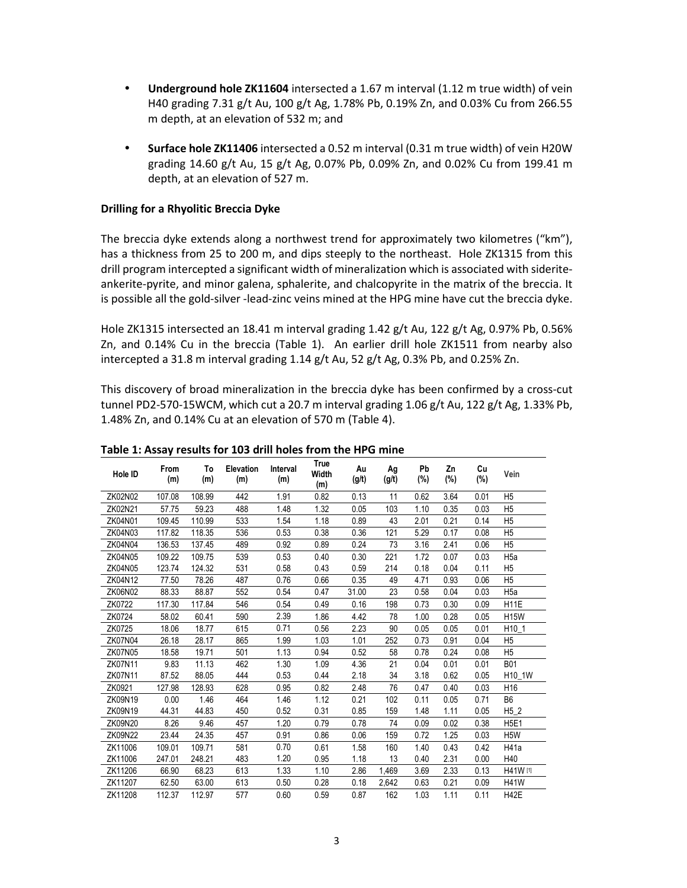- **Underground hole ZK11604** intersected a 1.67 m interval (1.12 m true width) of vein H40 grading 7.31 g/t Au, 100 g/t Ag, 1.78% Pb, 0.19% Zn, and 0.03% Cu from 266.55 m depth, at an elevation of 532 m; and

- **Surface hole ZK11406** intersected a 0.52 m interval (0.31 m true width) of vein H20W grading 14.60 g/t Au, 15 g/t Ag, 0.07% Pb, 0.09% Zn, and 0.02% Cu from 199.41 m depth, at an elevation of 527 m.

**Drilling for a Rhyolitic Breccia Dyke**

The breccia dyke extends along a northwest trend for approximately two kilometres ("km"), has a thickness from 25 to 200 m, and dips steeply to the northeast. Hole ZK1315 from this drill program intercepted a significant width of mineralization which is associated with siderite-ankerite-pyrite, and minor galena, sphalerite, and chalcopyrite in the matrix of the breccia. It is possible all the gold-silver -lead-zinc veins mined at the HPG mine have cut the breccia dyke.

Hole ZK1315 intersected an 18.41 m interval grading 1.42 g/t Au, 122 g/t Ag, 0.97% Pb, 0.56% Zn, and 0.14% Cu in the breccia (Table 1). An earlier drill hole ZK1511 from nearby also intercepted a 31.8 m interval grading 1.14 g/t Au, 52 g/t Ag, 0.3% Pb, and 0.25% Zn.

This discovery of broad mineralization in the breccia dyke has been confirmed by a cross-cut tunnel PD2-570-15WCM, which cut a 20.7 m interval grading 1.06 g/t Au, 122 g/t Ag, 1.33% Pb, 1.48% Zn, and 0.14% Cu at an elevation of 570 m (Table 4).

**Table 1: Assay results for 103 drill holes from the HPG mine**

| Hole ID | From (m) | To (m) | Elevation (m) | Interval (m) | True Width (m) | Au (g/t) | Ag (g/t) | Pb (%) | Zn (%) | Cu (%) | Vein |
|---|---|---|---|---|---|---|---|---|---|---|---|
| ZK02N02 | 107.08 | 108.99 | 442 | 1.91 | 0.82 | 0.13 | 11 | 0.62 | 3.64 | 0.01 | H5 |
| ZK02N21 | 57.75 | 59.23 | 488 | 1.48 | 1.32 | 0.05 | 103 | 1.10 | 0.35 | 0.03 | H5 |
| ZK04N01 | 109.45 | 110.99 | 533 | 1.54 | 1.18 | 0.89 | 43 | 2.01 | 0.21 | 0.14 | H5 |
| ZK04N03 | 117.82 | 118.35 | 536 | 0.53 | 0.38 | 0.36 | 121 | 5.29 | 0.17 | 0.08 | H5 |
| ZK04N04 | 136.53 | 137.45 | 489 | 0.92 | 0.89 | 0.24 | 73 | 3.16 | 2.41 | 0.06 | H5 |
| ZK04N05 | 109.22 | 109.75 | 539 | 0.53 | 0.40 | 0.30 | 221 | 1.72 | 0.07 | 0.03 | H5a |
| ZK04N05 | 123.74 | 124.32 | 531 | 0.58 | 0.43 | 0.59 | 214 | 0.18 | 0.04 | 0.11 | H5 |
| ZK04N12 | 77.50 | 78.26 | 487 | 0.76 | 0.66 | 0.35 | 49 | 4.71 | 0.93 | 0.06 | H5 |
| ZK06N02 | 88.33 | 88.87 | 552 | 0.54 | 0.47 | 31.00 | 23 | 0.58 | 0.04 | 0.03 | H5a |
| ZK0722 | 117.30 | 117.84 | 546 | 0.54 | 0.49 | 0.16 | 198 | 0.73 | 0.30 | 0.09 | H11E |
| ZK0724 | 58.02 | 60.41 | 590 | 2.39 | 1.86 | 4.42 | 78 | 1.00 | 0.28 | 0.05 | H15W |
| ZK0725 | 18.06 | 18.77 | 615 | 0.71 | 0.56 | 2.23 | 90 | 0.05 | 0.05 | 0.01 | H10_1 |
| ZK07N04 | 26.18 | 28.17 | 865 | 1.99 | 1.03 | 1.01 | 252 | 0.73 | 0.91 | 0.04 | H5 |
| ZK07N05 | 18.58 | 19.71 | 501 | 1.13 | 0.94 | 0.52 | 58 | 0.78 | 0.24 | 0.08 | H5 |
| ZK07N11 | 9.83 | 11.13 | 462 | 1.30 | 1.09 | 4.36 | 21 | 0.04 | 0.01 | 0.01 | B01 |
| ZK07N11 | 87.52 | 88.05 | 444 | 0.53 | 0.44 | 2.18 | 34 | 3.18 | 0.62 | 0.05 | H10_1W |
| ZK0921 | 127.98 | 128.93 | 628 | 0.95 | 0.82 | 2.48 | 76 | 0.47 | 0.40 | 0.03 | H16 |
| ZK09N19 | 0.00 | 1.46 | 464 | 1.46 | 1.12 | 0.21 | 102 | 0.11 | 0.05 | 0.71 | B6 |
| ZK09N19 | 44.31 | 44.83 | 450 | 0.52 | 0.31 | 0.85 | 159 | 1.48 | 1.11 | 0.05 | H5_2 |
| ZK09N20 | 8.26 | 9.46 | 457 | 1.20 | 0.79 | 0.78 | 74 | 0.09 | 0.02 | 0.38 | H5E1 |
| ZK09N22 | 23.44 | 24.35 | 457 | 0.91 | 0.86 | 0.06 | 159 | 0.72 | 1.25 | 0.03 | H5W |
| ZK11006 | 109.01 | 109.71 | 581 | 0.70 | 0.61 | 1.58 | 160 | 1.40 | 0.43 | 0.42 | H41a |
| ZK11006 | 247.01 | 248.21 | 483 | 1.20 | 0.95 | 1.18 | 13 | 0.40 | 2.31 | 0.00 | H40 |
| ZK11206 | 66.90 | 68.23 | 613 | 1.33 | 1.10 | 2.86 | 1,469 | 3.69 | 2.33 | 0.13 | H41W [1] |
| ZK11207 | 62.50 | 63.00 | 613 | 0.50 | 0.28 | 0.18 | 2,642 | 0.63 | 0.21 | 0.09 | H41W |
| ZK11208 | 112.37 | 112.97 | 577 | 0.60 | 0.59 | 0.87 | 162 | 1.03 | 1.11 | 0.11 | H42E |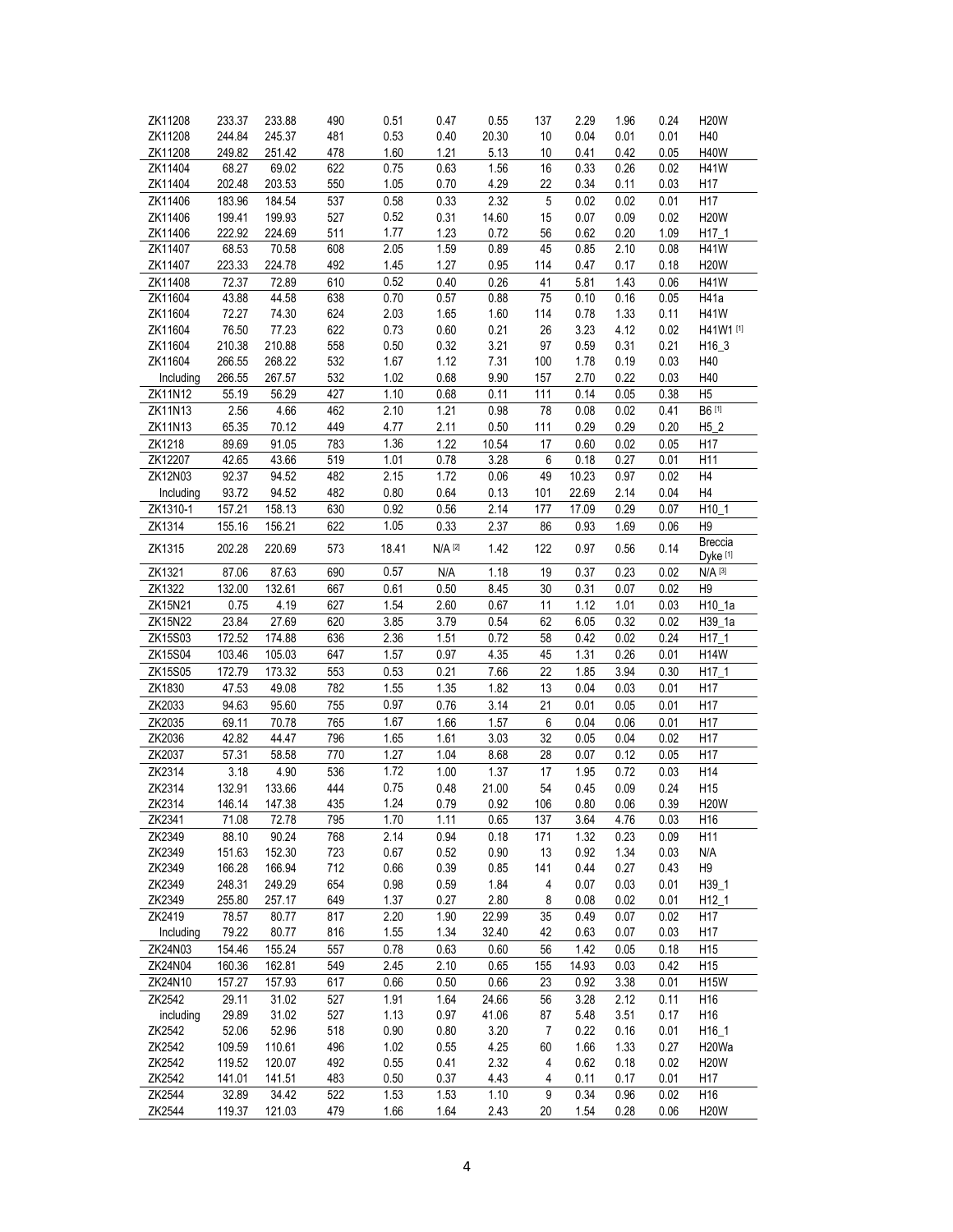| | | | | | | | | | | | |
|---|---|---|---|---|---|---|---|---|---|---|---|
| ZK11208 | 233.37 | 233.88 | 490 | 0.51 | 0.47 | 0.55 | 137 | 2.29 | 1.96 | 0.24 | H20W |
| ZK11208 | 244.84 | 245.37 | 481 | 0.53 | 0.40 | 20.30 | 10 | 0.04 | 0.01 | 0.01 | H40 |
| ZK11208 | 249.82 | 251.42 | 478 | 1.60 | 1.21 | 5.13 | 10 | 0.41 | 0.42 | 0.05 | H40W |
| ZK11404 | 68.27 | 69.02 | 622 | 0.75 | 0.63 | 1.56 | 16 | 0.33 | 0.26 | 0.02 | H41W |
| ZK11404 | 202.48 | 203.53 | 550 | 1.05 | 0.70 | 4.29 | 22 | 0.34 | 0.11 | 0.03 | H17 |
| ZK11406 | 183.96 | 184.54 | 537 | 0.58 | 0.33 | 2.32 | 5 | 0.02 | 0.02 | 0.01 | H17 |
| ZK11406 | 199.41 | 199.93 | 527 | 0.52 | 0.31 | 14.60 | 15 | 0.07 | 0.09 | 0.02 | H20W |
| ZK11406 | 222.92 | 224.69 | 511 | 1.77 | 1.23 | 0.72 | 56 | 0.62 | 0.20 | 1.09 | H17_1 |
| ZK11407 | 68.53 | 70.58 | 608 | 2.05 | 1.59 | 0.89 | 45 | 0.85 | 2.10 | 0.08 | H41W |
| ZK11407 | 223.33 | 224.78 | 492 | 1.45 | 1.27 | 0.95 | 114 | 0.47 | 0.17 | 0.18 | H20W |
| ZK11408 | 72.37 | 72.89 | 610 | 0.52 | 0.40 | 0.26 | 41 | 5.81 | 1.43 | 0.06 | H41W |
| ZK11604 | 43.88 | 44.58 | 638 | 0.70 | 0.57 | 0.88 | 75 | 0.10 | 0.16 | 0.05 | H41a |
| ZK11604 | 72.27 | 74.30 | 624 | 2.03 | 1.65 | 1.60 | 114 | 0.78 | 1.33 | 0.11 | H41W |
| ZK11604 | 76.50 | 77.23 | 622 | 0.73 | 0.60 | 0.21 | 26 | 3.23 | 4.12 | 0.02 | H41W1 [1] |
| ZK11604 | 210.38 | 210.88 | 558 | 0.50 | 0.32 | 3.21 | 97 | 0.59 | 0.31 | 0.21 | H16_3 |
| ZK11604 | 266.55 | 268.22 | 532 | 1.67 | 1.12 | 7.31 | 100 | 1.78 | 0.19 | 0.03 | H40 |
| Including | 266.55 | 267.57 | 532 | 1.02 | 0.68 | 9.90 | 157 | 2.70 | 0.22 | 0.03 | H40 |
| ZK11N12 | 55.19 | 56.29 | 427 | 1.10 | 0.68 | 0.11 | 111 | 0.14 | 0.05 | 0.38 | H5 |
| ZK11N13 | 2.56 | 4.66 | 462 | 2.10 | 1.21 | 0.98 | 78 | 0.08 | 0.02 | 0.41 | B6 [1] |
| ZK11N13 | 65.35 | 70.12 | 449 | 4.77 | 2.11 | 0.50 | 111 | 0.29 | 0.29 | 0.20 | H5_2 |
| ZK1218 | 89.69 | 91.05 | 783 | 1.36 | 1.22 | 10.54 | 17 | 0.60 | 0.02 | 0.05 | H17 |
| ZK12207 | 42.65 | 43.66 | 519 | 1.01 | 0.78 | 3.28 | 6 | 0.18 | 0.27 | 0.01 | H11 |
| ZK12N03 | 92.37 | 94.52 | 482 | 2.15 | 1.72 | 0.06 | 49 | 10.23 | 0.97 | 0.02 | H4 |
| Including | 93.72 | 94.52 | 482 | 0.80 | 0.64 | 0.13 | 101 | 22.69 | 2.14 | 0.04 | H4 |
| ZK1310-1 | 157.21 | 158.13 | 630 | 0.92 | 0.56 | 2.14 | 177 | 17.09 | 0.29 | 0.07 | H10_1 |
| ZK1314 | 155.16 | 156.21 | 622 | 1.05 | 0.33 | 2.37 | 86 | 0.93 | 1.69 | 0.06 | H9 |
| ZK1315 | 202.28 | 220.69 | 573 | 18.41 | N/A [2] | 1.42 | 122 | 0.97 | 0.56 | 0.14 | Breccia Dyke [1] |
| ZK1321 | 87.06 | 87.63 | 690 | 0.57 | N/A | 1.18 | 19 | 0.37 | 0.23 | 0.02 | N/A [3] |
| ZK1322 | 132.00 | 132.61 | 667 | 0.61 | 0.50 | 8.45 | 30 | 0.31 | 0.07 | 0.02 | H9 |
| ZK15N21 | 0.75 | 4.19 | 627 | 1.54 | 2.60 | 0.67 | 11 | 1.12 | 1.01 | 0.03 | H10_1a |
| ZK15N22 | 23.84 | 27.69 | 620 | 3.85 | 3.79 | 0.54 | 62 | 6.05 | 0.32 | 0.02 | H39_1a |
| ZK15S03 | 172.52 | 174.88 | 636 | 2.36 | 1.51 | 0.72 | 58 | 0.42 | 0.02 | 0.24 | H17_1 |
| ZK15S04 | 103.46 | 105.03 | 647 | 1.57 | 0.97 | 4.35 | 45 | 1.31 | 0.26 | 0.01 | H14W |
| ZK15S05 | 172.79 | 173.32 | 553 | 0.53 | 0.21 | 7.66 | 22 | 1.85 | 3.94 | 0.30 | H17_1 |
| ZK1830 | 47.53 | 49.08 | 782 | 1.55 | 1.35 | 1.82 | 13 | 0.04 | 0.03 | 0.01 | H17 |
| ZK2033 | 94.63 | 95.60 | 755 | 0.97 | 0.76 | 3.14 | 21 | 0.01 | 0.05 | 0.01 | H17 |
| ZK2035 | 69.11 | 70.78 | 765 | 1.67 | 1.66 | 1.57 | 6 | 0.04 | 0.06 | 0.01 | H17 |
| ZK2036 | 42.82 | 44.47 | 796 | 1.65 | 1.61 | 3.03 | 32 | 0.05 | 0.04 | 0.02 | H17 |
| ZK2037 | 57.31 | 58.58 | 770 | 1.27 | 1.04 | 8.68 | 28 | 0.07 | 0.12 | 0.05 | H17 |
| ZK2314 | 3.18 | 4.90 | 536 | 1.72 | 1.00 | 1.37 | 17 | 1.95 | 0.72 | 0.03 | H14 |
| ZK2314 | 132.91 | 133.66 | 444 | 0.75 | 0.48 | 21.00 | 54 | 0.45 | 0.09 | 0.24 | H15 |
| ZK2314 | 146.14 | 147.38 | 435 | 1.24 | 0.79 | 0.92 | 106 | 0.80 | 0.06 | 0.39 | H20W |
| ZK2341 | 71.08 | 72.78 | 795 | 1.70 | 1.11 | 0.65 | 137 | 3.64 | 4.76 | 0.03 | H16 |
| ZK2349 | 88.10 | 90.24 | 768 | 2.14 | 0.94 | 0.18 | 171 | 1.32 | 0.23 | 0.09 | H11 |
| ZK2349 | 151.63 | 152.30 | 723 | 0.67 | 0.52 | 0.90 | 13 | 0.92 | 1.34 | 0.03 | N/A |
| ZK2349 | 166.28 | 166.94 | 712 | 0.66 | 0.39 | 0.85 | 141 | 0.44 | 0.27 | 0.43 | H9 |
| ZK2349 | 248.31 | 249.29 | 654 | 0.98 | 0.59 | 1.84 | 4 | 0.07 | 0.03 | 0.01 | H39_1 |
| ZK2349 | 255.80 | 257.17 | 649 | 1.37 | 0.27 | 2.80 | 8 | 0.08 | 0.02 | 0.01 | H12_1 |
| ZK2419 | 78.57 | 80.77 | 817 | 2.20 | 1.90 | 22.99 | 35 | 0.49 | 0.07 | 0.02 | H17 |
| Including | 79.22 | 80.77 | 816 | 1.55 | 1.34 | 32.40 | 42 | 0.63 | 0.07 | 0.03 | H17 |
| ZK24N03 | 154.46 | 155.24 | 557 | 0.78 | 0.63 | 0.60 | 56 | 1.42 | 0.05 | 0.18 | H15 |
| ZK24N04 | 160.36 | 162.81 | 549 | 2.45 | 2.10 | 0.65 | 155 | 14.93 | 0.03 | 0.42 | H15 |
| ZK24N10 | 157.27 | 157.93 | 617 | 0.66 | 0.50 | 0.66 | 23 | 0.92 | 3.38 | 0.01 | H15W |
| ZK2542 | 29.11 | 31.02 | 527 | 1.91 | 1.64 | 24.66 | 56 | 3.28 | 2.12 | 0.11 | H16 |
| including | 29.89 | 31.02 | 527 | 1.13 | 0.97 | 41.06 | 87 | 5.48 | 3.51 | 0.17 | H16 |
| ZK2542 | 52.06 | 52.96 | 518 | 0.90 | 0.80 | 3.20 | 7 | 0.22 | 0.16 | 0.01 | H16_1 |
| ZK2542 | 109.59 | 110.61 | 496 | 1.02 | 0.55 | 4.25 | 60 | 1.66 | 1.33 | 0.27 | H20Wa |
| ZK2542 | 119.52 | 120.07 | 492 | 0.55 | 0.41 | 2.32 | 4 | 0.62 | 0.18 | 0.02 | H20W |
| ZK2542 | 141.01 | 141.51 | 483 | 0.50 | 0.37 | 4.43 | 4 | 0.11 | 0.17 | 0.01 | H17 |
| ZK2544 | 32.89 | 34.42 | 522 | 1.53 | 1.53 | 1.10 | 9 | 0.34 | 0.96 | 0.02 | H16 |
| ZK2544 | 119.37 | 121.03 | 479 | 1.66 | 1.64 | 2.43 | 20 | 1.54 | 0.28 | 0.06 | H20W |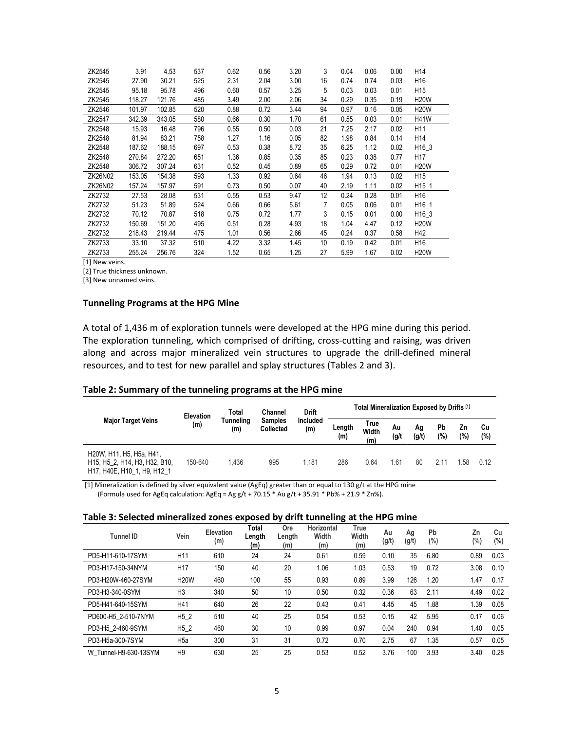| ZK2545 | 3.91 | 4.53 | 537 | 0.62 | 0.56 | 3.20 | 3 | 0.04 | 0.06 | 0.00 | H14 |
|---|---|---|---|---|---|---|---|---|---|---|---|
| ZK2545 | 27.90 | 30.21 | 525 | 2.31 | 2.04 | 3.00 | 16 | 0.74 | 0.74 | 0.03 | H16 |
| ZK2545 | 95.18 | 95.78 | 496 | 0.60 | 0.57 | 3.25 | 5 | 0.03 | 0.03 | 0.01 | H15 |
| ZK2545 | 118.27 | 121.76 | 485 | 3.49 | 2.00 | 2.06 | 34 | 0.29 | 0.35 | 0.19 | H20W |
| ZK2546 | 101.97 | 102.85 | 520 | 0.88 | 0.72 | 3.44 | 94 | 0.97 | 0.16 | 0.05 | H20W |
| ZK2547 | 342.39 | 343.05 | 580 | 0.66 | 0.30 | 1.70 | 61 | 0.55 | 0.03 | 0.01 | H41W |
| ZK2548 | 15.93 | 16.48 | 796 | 0.55 | 0.50 | 0.03 | 21 | 7.25 | 2.17 | 0.02 | H11 |
| ZK2548 | 81.94 | 83.21 | 758 | 1.27 | 1.16 | 0.05 | 82 | 1.98 | 0.84 | 0.14 | H14 |
| ZK2548 | 187.62 | 188.15 | 697 | 0.53 | 0.38 | 8.72 | 35 | 6.25 | 1.12 | 0.02 | H16_3 |
| ZK2548 | 270.84 | 272.20 | 651 | 1.36 | 0.85 | 0.35 | 85 | 0.23 | 0.38 | 0.77 | H17 |
| ZK2548 | 306.72 | 307.24 | 631 | 0.52 | 0.45 | 0.89 | 65 | 0.29 | 0.72 | 0.01 | H20W |
| ZK26N02 | 153.05 | 154.38 | 593 | 1.33 | 0.92 | 0.64 | 46 | 1.94 | 0.13 | 0.02 | H15 |
| ZK26N02 | 157.24 | 157.97 | 591 | 0.73 | 0.50 | 0.07 | 40 | 2.19 | 1.11 | 0.02 | H15_1 |
| ZK2732 | 27.53 | 28.08 | 531 | 0.55 | 0.53 | 9.47 | 12 | 0.24 | 0.28 | 0.01 | H16 |
| ZK2732 | 51.23 | 51.89 | 524 | 0.66 | 0.66 | 5.61 | 7 | 0.05 | 0.06 | 0.01 | H16_1 |
| ZK2732 | 70.12 | 70.87 | 518 | 0.75 | 0.72 | 1.77 | 3 | 0.15 | 0.01 | 0.00 | H16_3 |
| ZK2732 | 150.69 | 151.20 | 495 | 0.51 | 0.28 | 4.93 | 18 | 1.04 | 4.47 | 0.12 | H20W |
| ZK2732 | 218.43 | 219.44 | 475 | 1.01 | 0.56 | 2.66 | 45 | 0.24 | 0.37 | 0.58 | H42 |
| ZK2733 | 33.10 | 37.32 | 510 | 4.22 | 3.32 | 1.45 | 10 | 0.19 | 0.42 | 0.01 | H16 |
| ZK2733 | 255.24 | 256.76 | 324 | 1.52 | 0.65 | 1.25 | 27 | 5.99 | 1.67 | 0.02 | H20W |

[1] New veins.

[2] True thickness unknown.

[3] New unnamed veins.

### Tunneling Programs at the HPG Mine

A total of 1,436 m of exploration tunnels were developed at the HPG mine during this period. The exploration tunneling, which comprised of drifting, cross-cutting and raising, was driven along and across major mineralized vein structures to upgrade the drill-defined mineral resources, and to test for new parallel and splay structures (Tables 2 and 3).

**Table 2: Summary of the tunneling programs at the HPG mine**

| Major Target Veins | Elevation (m) | Total Tunneling (m) | Channel Samples Collected | Drift Included (m) | Total Mineralization Exposed by Drifts [1] | | | | | | |
|---|---|---|---|---|---|---|---|---|---|---|---|
| | | | | | Length (m) | True Width (m) | Au (g/t | Ag (g/t) | Pb (%) | Zn (%) | Cu (%) |
| H20W, H11, H5, H5a, H41, H15, H5_2, H14, H3, H32, B10, H17, H40E, H10_1, H9, H12_1 | 150-640 | 1,436 | 995 | 1,181 | 286 | 0.64 | 1.61 | 80 | 2.11 | 1.58 | 0.12 |

[1] Mineralization is defined by silver equivalent value (AgEq) greater than or equal to 130 g/t at the HPG mine (Formula used for AgEq calculation: AgEq = Ag g/t + 70.15 * Au g/t + 35.91 * Pb% + 21.9 * Zn%).

**Table 3: Selected mineralized zones exposed by drift tunneling at the HPG mine**

| Tunnel ID | Vein | Elevation (m) | Total Length (m) | Ore Length (m) | Horizontal Width (m) | True Width (m) | Au (g/t) | Ag (g/t) | Pb (%) | Zn (%) | Cu (%) |
|---|---|---|---|---|---|---|---|---|---|---|---|
| PD5-H11-610-17SYM | H11 | 610 | 24 | 24 | 0.61 | 0.59 | 0.10 | 35 | 6.80 | 0.89 | 0.03 |
| PD3-H17-150-34NYM | H17 | 150 | 40 | 20 | 1.06 | 1.03 | 0.53 | 19 | 0.72 | 3.08 | 0.10 |
| PD3-H20W-460-27SYM | H20W | 460 | 100 | 55 | 0.93 | 0.89 | 3.99 | 126 | 1.20 | 1.47 | 0.17 |
| PD3-H3-340-0SYM | H3 | 340 | 50 | 10 | 0.50 | 0.32 | 0.36 | 63 | 2.11 | 4.49 | 0.02 |
| PD5-H41-640-15SYM | H41 | 640 | 26 | 22 | 0.43 | 0.41 | 4.45 | 45 | 1.88 | 1.39 | 0.08 |
| PD600-H5_2-510-7NYM | H5_2 | 510 | 40 | 25 | 0.54 | 0.53 | 0.15 | 42 | 5.95 | 0.17 | 0.06 |
| PD3-H5_2-460-9SYM | H5_2 | 460 | 30 | 10 | 0.99 | 0.97 | 0.04 | 240 | 0.94 | 1.40 | 0.05 |
| PD3-H5a-300-7SYM | H5a | 300 | 31 | 31 | 0.72 | 0.70 | 2.75 | 67 | 1.35 | 0.57 | 0.05 |
| W_Tunnel-H9-630-13SYM | H9 | 630 | 25 | 25 | 0.53 | 0.52 | 3.76 | 100 | 3.93 | 3.40 | 0.28 |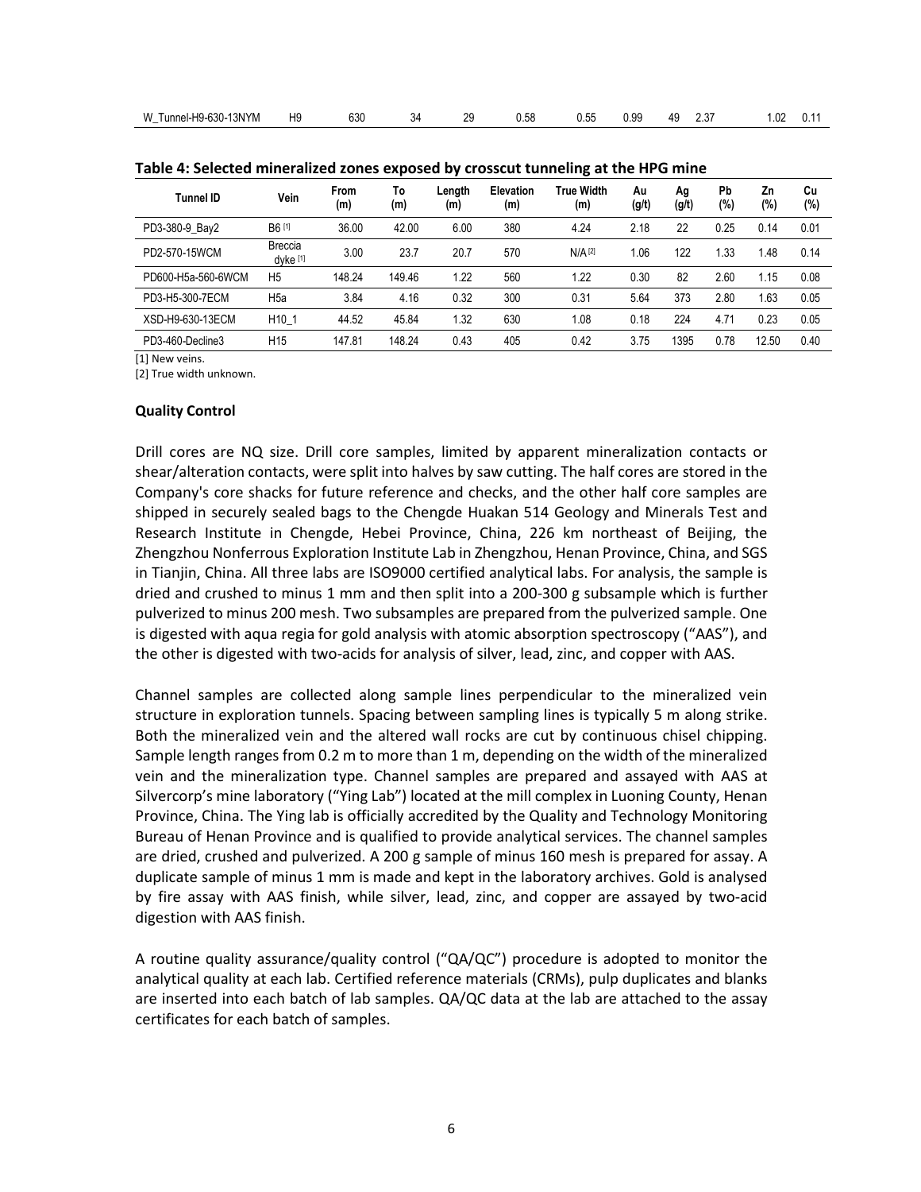| W_Tunnel-H9-630-13NYM | H9 | 630 | 34 | 29 | 0.58 | 0.55 | 0.99 | 49 | 2.37 | 1.02 | 0.11 |
|---|---|---|---|---|---|---|---|---|---|---|---|

**Table 4: Selected mineralized zones exposed by crosscut tunneling at the HPG mine**

| Tunnel ID | Vein | From (m) | To (m) | Length (m) | Elevation (m) | True Width (m) | Au (g/t) | Ag (g/t) | Pb (%) | Zn (%) | Cu (%) |
|---|---|---|---|---|---|---|---|---|---|---|---|
| PD3-380-9_Bay2 | B6 [1] | 36.00 | 42.00 | 6.00 | 380 | 4.24 | 2.18 | 22 | 0.25 | 0.14 | 0.01 |
| PD2-570-15WCM | Breccia dyke [1] | 3.00 | 23.7 | 20.7 | 570 | N/A [2] | 1.06 | 122 | 1.33 | 1.48 | 0.14 |
| PD600-H5a-560-6WCM | H5 | 148.24 | 149.46 | 1.22 | 560 | 1.22 | 0.30 | 82 | 2.60 | 1.15 | 0.08 |
| PD3-H5-300-7ECM | H5a | 3.84 | 4.16 | 0.32 | 300 | 0.31 | 5.64 | 373 | 2.80 | 1.63 | 0.05 |
| XSD-H9-630-13ECM | H10_1 | 44.52 | 45.84 | 1.32 | 630 | 1.08 | 0.18 | 224 | 4.71 | 0.23 | 0.05 |
| PD3-460-Decline3 | H15 | 147.81 | 148.24 | 0.43 | 405 | 0.42 | 3.75 | 1395 | 0.78 | 12.50 | 0.40 |

[1] New veins.
[2] True width unknown.

**Quality Control**

Drill cores are NQ size. Drill core samples, limited by apparent mineralization contacts or shear/alteration contacts, were split into halves by saw cutting. The half cores are stored in the Company's core shacks for future reference and checks, and the other half core samples are shipped in securely sealed bags to the Chengde Huakan 514 Geology and Minerals Test and Research Institute in Chengde, Hebei Province, China, 226 km northeast of Beijing, the Zhengzhou Nonferrous Exploration Institute Lab in Zhengzhou, Henan Province, China, and SGS in Tianjin, China. All three labs are ISO9000 certified analytical labs. For analysis, the sample is dried and crushed to minus 1 mm and then split into a 200-300 g subsample which is further pulverized to minus 200 mesh. Two subsamples are prepared from the pulverized sample. One is digested with aqua regia for gold analysis with atomic absorption spectroscopy ("AAS"), and the other is digested with two-acids for analysis of silver, lead, zinc, and copper with AAS.

Channel samples are collected along sample lines perpendicular to the mineralized vein structure in exploration tunnels. Spacing between sampling lines is typically 5 m along strike. Both the mineralized vein and the altered wall rocks are cut by continuous chisel chipping. Sample length ranges from 0.2 m to more than 1 m, depending on the width of the mineralized vein and the mineralization type. Channel samples are prepared and assayed with AAS at Silvercorp's mine laboratory ("Ying Lab") located at the mill complex in Luoning County, Henan Province, China. The Ying lab is officially accredited by the Quality and Technology Monitoring Bureau of Henan Province and is qualified to provide analytical services. The channel samples are dried, crushed and pulverized. A 200 g sample of minus 160 mesh is prepared for assay. A duplicate sample of minus 1 mm is made and kept in the laboratory archives. Gold is analysed by fire assay with AAS finish, while silver, lead, zinc, and copper are assayed by two-acid digestion with AAS finish.

A routine quality assurance/quality control ("QA/QC") procedure is adopted to monitor the analytical quality at each lab. Certified reference materials (CRMs), pulp duplicates and blanks are inserted into each batch of lab samples. QA/QC data at the lab are attached to the assay certificates for each batch of samples.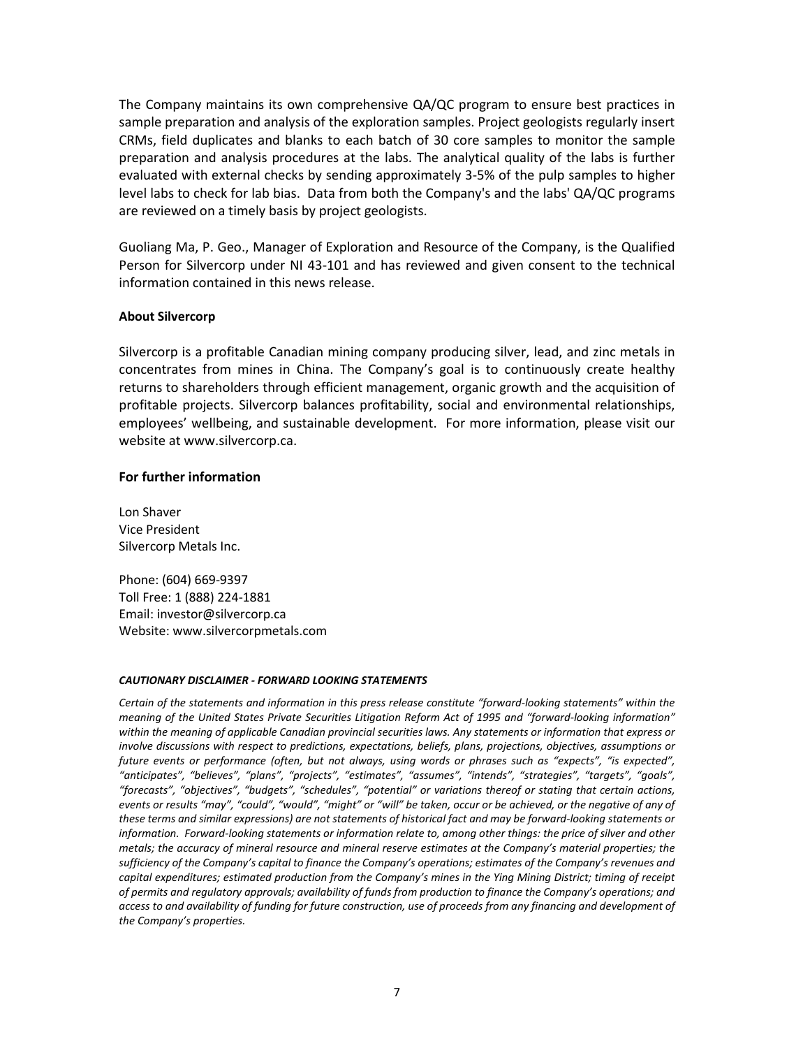The Company maintains its own comprehensive QA/QC program to ensure best practices in sample preparation and analysis of the exploration samples. Project geologists regularly insert CRMs, field duplicates and blanks to each batch of 30 core samples to monitor the sample preparation and analysis procedures at the labs. The analytical quality of the labs is further evaluated with external checks by sending approximately 3-5% of the pulp samples to higher level labs to check for lab bias. Data from both the Company's and the labs' QA/QC programs are reviewed on a timely basis by project geologists.

Guoliang Ma, P. Geo., Manager of Exploration and Resource of the Company, is the Qualified Person for Silvercorp under NI 43-101 and has reviewed and given consent to the technical information contained in this news release.

**About Silvercorp**

Silvercorp is a profitable Canadian mining company producing silver, lead, and zinc metals in concentrates from mines in China. The Company's goal is to continuously create healthy returns to shareholders through efficient management, organic growth and the acquisition of profitable projects. Silvercorp balances profitability, social and environmental relationships, employees' wellbeing, and sustainable development. For more information, please visit our website at www.silvercorp.ca.

### For further information

Lon Shaver
Vice President
Silvercorp Metals Inc.

Phone: (604) 669-9397
Toll Free: 1 (888) 224-1881
Email: investor@silvercorp.ca
Website: www.silvercorpmetals.com

***CAUTIONARY DISCLAIMER - FORWARD LOOKING STATEMENTS***

*Certain of the statements and information in this press release constitute "forward-looking statements" within the meaning of the United States Private Securities Litigation Reform Act of 1995 and "forward-looking information" within the meaning of applicable Canadian provincial securities laws. Any statements or information that express or involve discussions with respect to predictions, expectations, beliefs, plans, projections, objectives, assumptions or future events or performance (often, but not always, using words or phrases such as "expects", "is expected", "anticipates", "believes", "plans", "projects", "estimates", "assumes", "intends", "strategies", "targets", "goals", "forecasts", "objectives", "budgets", "schedules", "potential" or variations thereof or stating that certain actions, events or results "may", "could", "would", "might" or "will" be taken, occur or be achieved, or the negative of any of these terms and similar expressions) are not statements of historical fact and may be forward-looking statements or information. Forward-looking statements or information relate to, among other things: the price of silver and other metals; the accuracy of mineral resource and mineral reserve estimates at the Company's material properties; the sufficiency of the Company's capital to finance the Company's operations; estimates of the Company's revenues and capital expenditures; estimated production from the Company's mines in the Ying Mining District; timing of receipt of permits and regulatory approvals; availability of funds from production to finance the Company's operations; and access to and availability of funding for future construction, use of proceeds from any financing and development of the Company's properties.*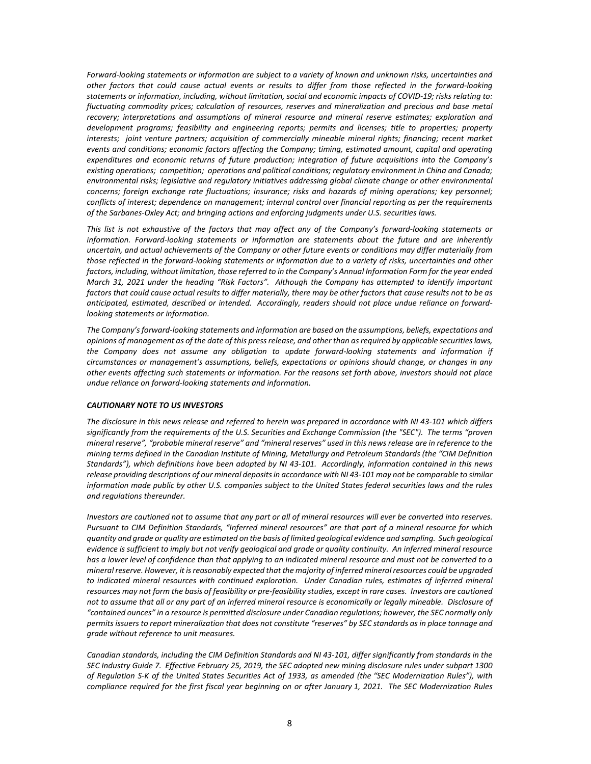*Forward-looking statements or information are subject to a variety of known and unknown risks, uncertainties and other factors that could cause actual events or results to differ from those reflected in the forward-looking statements or information, including, without limitation, social and economic impacts of COVID-19; risks relating to: fluctuating commodity prices; calculation of resources, reserves and mineralization and precious and base metal recovery; interpretations and assumptions of mineral resource and mineral reserve estimates; exploration and development programs; feasibility and engineering reports; permits and licenses; title to properties; property interests; joint venture partners; acquisition of commercially mineable mineral rights; financing; recent market events and conditions; economic factors affecting the Company; timing, estimated amount, capital and operating expenditures and economic returns of future production; integration of future acquisitions into the Company's existing operations; competition; operations and political conditions; regulatory environment in China and Canada; environmental risks; legislative and regulatory initiatives addressing global climate change or other environmental concerns; foreign exchange rate fluctuations; insurance; risks and hazards of mining operations; key personnel; conflicts of interest; dependence on management; internal control over financial reporting as per the requirements of the Sarbanes-Oxley Act; and bringing actions and enforcing judgments under U.S. securities laws.*

*This list is not exhaustive of the factors that may affect any of the Company's forward-looking statements or information. Forward-looking statements or information are statements about the future and are inherently uncertain, and actual achievements of the Company or other future events or conditions may differ materially from those reflected in the forward-looking statements or information due to a variety of risks, uncertainties and other factors, including, without limitation, those referred to in the Company's Annual Information Form for the year ended March 31, 2021 under the heading "Risk Factors". Although the Company has attempted to identify important factors that could cause actual results to differ materially, there may be other factors that cause results not to be as anticipated, estimated, described or intended. Accordingly, readers should not place undue reliance on forward-looking statements or information.*

*The Company's forward-looking statements and information are based on the assumptions, beliefs, expectations and opinions of management as of the date of this press release, and other than as required by applicable securities laws, the Company does not assume any obligation to update forward-looking statements and information if circumstances or management's assumptions, beliefs, expectations or opinions should change, or changes in any other events affecting such statements or information. For the reasons set forth above, investors should not place undue reliance on forward-looking statements and information.*

***CAUTIONARY NOTE TO US INVESTORS***

*The disclosure in this news release and referred to herein was prepared in accordance with NI 43-101 which differs significantly from the requirements of the U.S. Securities and Exchange Commission (the "SEC"). The terms "proven mineral reserve", "probable mineral reserve" and "mineral reserves" used in this news release are in reference to the mining terms defined in the Canadian Institute of Mining, Metallurgy and Petroleum Standards (the "CIM Definition Standards"), which definitions have been adopted by NI 43-101. Accordingly, information contained in this news release providing descriptions of our mineral deposits in accordance with NI 43-101 may not be comparable to similar information made public by other U.S. companies subject to the United States federal securities laws and the rules and regulations thereunder.*

*Investors are cautioned not to assume that any part or all of mineral resources will ever be converted into reserves. Pursuant to CIM Definition Standards, "Inferred mineral resources" are that part of a mineral resource for which quantity and grade or quality are estimated on the basis of limited geological evidence and sampling. Such geological evidence is sufficient to imply but not verify geological and grade or quality continuity. An inferred mineral resource has a lower level of confidence than that applying to an indicated mineral resource and must not be converted to a mineral reserve. However, it is reasonably expected that the majority of inferred mineral resources could be upgraded to indicated mineral resources with continued exploration. Under Canadian rules, estimates of inferred mineral resources may not form the basis of feasibility or pre-feasibility studies, except in rare cases. Investors are cautioned not to assume that all or any part of an inferred mineral resource is economically or legally mineable. Disclosure of "contained ounces" in a resource is permitted disclosure under Canadian regulations; however, the SEC normally only permits issuers to report mineralization that does not constitute "reserves" by SEC standards as in place tonnage and grade without reference to unit measures.*

*Canadian standards, including the CIM Definition Standards and NI 43-101, differ significantly from standards in the SEC Industry Guide 7. Effective February 25, 2019, the SEC adopted new mining disclosure rules under subpart 1300 of Regulation S-K of the United States Securities Act of 1933, as amended (the "SEC Modernization Rules"), with compliance required for the first fiscal year beginning on or after January 1, 2021. The SEC Modernization Rules*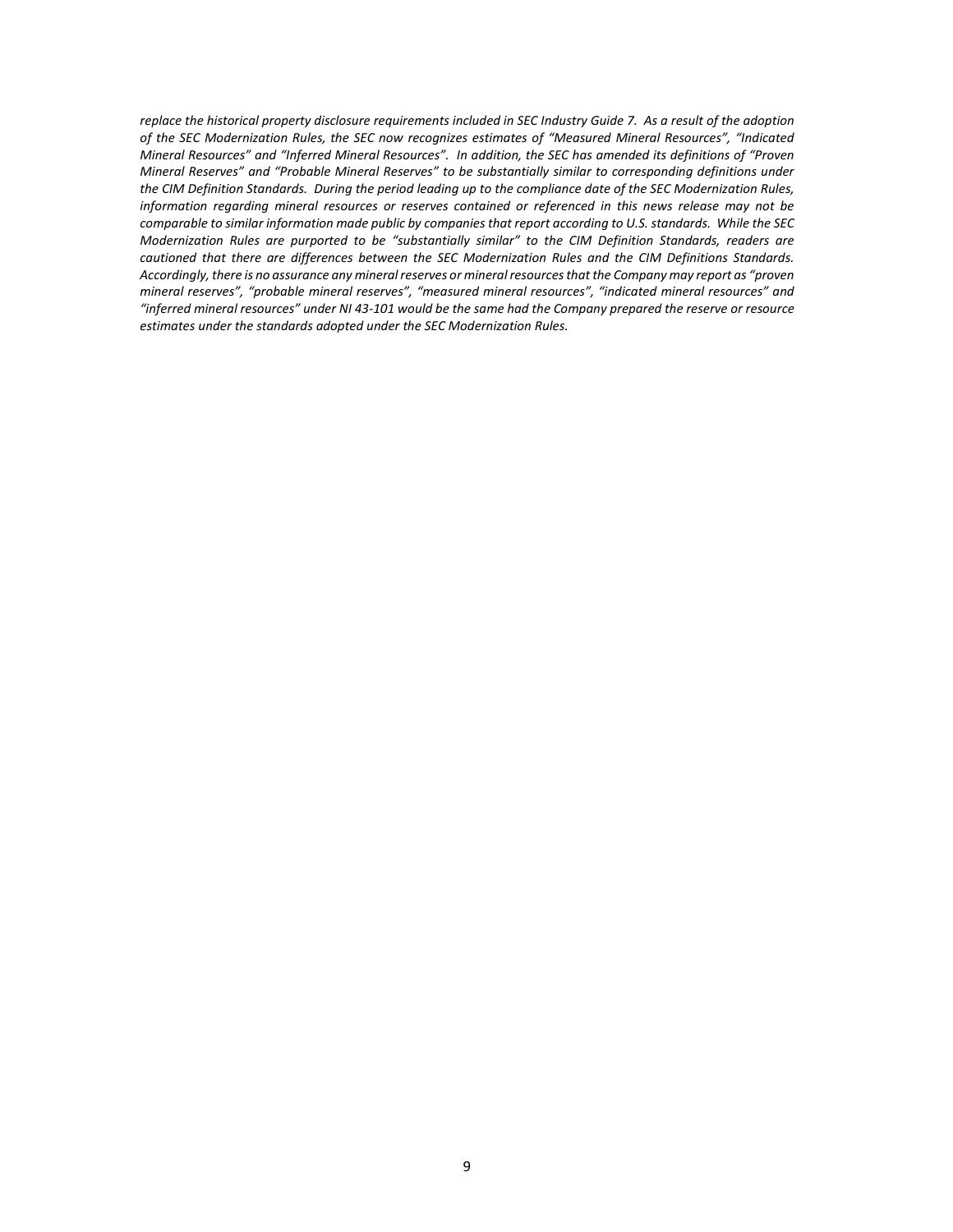*replace the historical property disclosure requirements included in SEC Industry Guide 7. As a result of the adoption of the SEC Modernization Rules, the SEC now recognizes estimates of "Measured Mineral Resources", "Indicated Mineral Resources" and "Inferred Mineral Resources". In addition, the SEC has amended its definitions of "Proven Mineral Reserves" and "Probable Mineral Reserves" to be substantially similar to corresponding definitions under the CIM Definition Standards. During the period leading up to the compliance date of the SEC Modernization Rules, information regarding mineral resources or reserves contained or referenced in this news release may not be comparable to similar information made public by companies that report according to U.S. standards. While the SEC Modernization Rules are purported to be "substantially similar" to the CIM Definition Standards, readers are cautioned that there are differences between the SEC Modernization Rules and the CIM Definitions Standards. Accordingly, there is no assurance any mineral reserves or mineral resources that the Company may report as "proven mineral reserves", "probable mineral reserves", "measured mineral resources", "indicated mineral resources" and "inferred mineral resources" under NI 43-101 would be the same had the Company prepared the reserve or resource estimates under the standards adopted under the SEC Modernization Rules.*